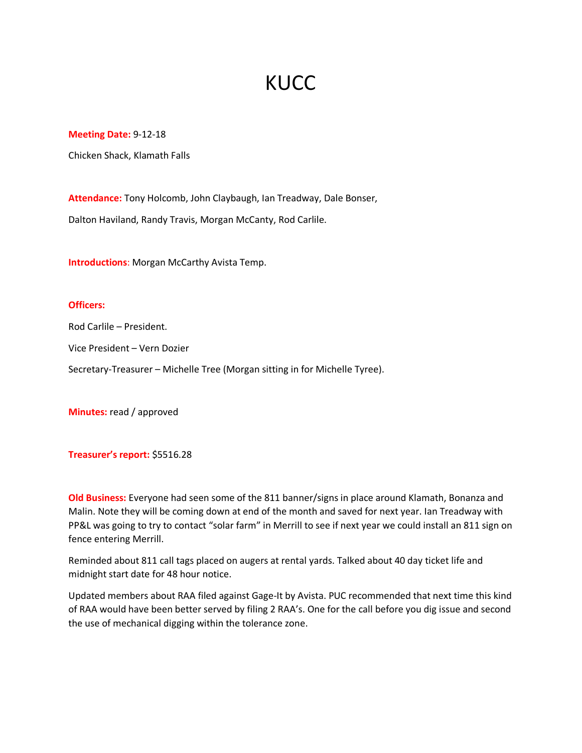# KUCC

**Meeting Date:** 9-12-18

Chicken Shack, Klamath Falls

**Attendance:** Tony Holcomb, John Claybaugh, Ian Treadway, Dale Bonser,

Dalton Haviland, Randy Travis, Morgan McCanty, Rod Carlile.

**Introductions**: Morgan McCarthy Avista Temp.

**Officers:**

Rod Carlile – President.

Vice President – Vern Dozier

Secretary-Treasurer – Michelle Tree (Morgan sitting in for Michelle Tyree).

**Minutes:** read / approved

**Treasurer's report:** $5516.28

**Old Business:** Everyone had seen some of the 811 banner/signs in place around Klamath, Bonanza and Malin. Note they will be coming down at end of the month and saved for next year. Ian Treadway with PP&L was going to try to contact "solar farm" in Merrill to see if next year we could install an 811 sign on fence entering Merrill.

Reminded about 811 call tags placed on augers at rental yards. Talked about 40 day ticket life and midnight start date for 48 hour notice.

Updated members about RAA filed against Gage-It by Avista. PUC recommended that next time this kind of RAA would have been better served by filing 2 RAA's. One for the call before you dig issue and second the use of mechanical digging within the tolerance zone.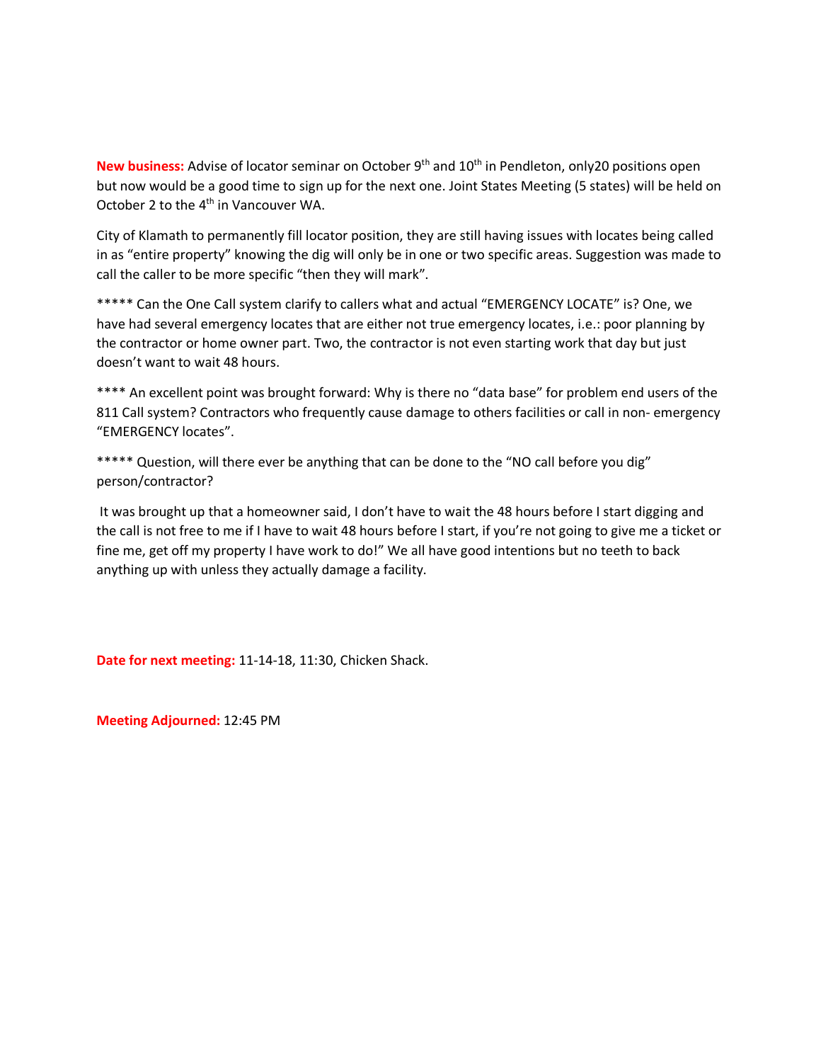**New business:** Advise of locator seminar on October 9th and 10th in Pendleton, only20 positions open but now would be a good time to sign up for the next one. Joint States Meeting (5 states) will be held on October 2 to the 4th in Vancouver WA.

City of Klamath to permanently fill locator position, they are still having issues with locates being called in as "entire property" knowing the dig will only be in one or two specific areas. Suggestion was made to call the caller to be more specific "then they will mark".

***** Can the One Call system clarify to callers what and actual "EMERGENCY LOCATE" is? One, we have had several emergency locates that are either not true emergency locates, i.e.: poor planning by the contractor or home owner part. Two, the contractor is not even starting work that day but just doesn't want to wait 48 hours.

**** An excellent point was brought forward: Why is there no "data base" for problem end users of the 811 Call system? Contractors who frequently cause damage to others facilities or call in non- emergency "EMERGENCY locates".

***** Question, will there ever be anything that can be done to the "NO call before you dig" person/contractor?

It was brought up that a homeowner said, I don't have to wait the 48 hours before I start digging and the call is not free to me if I have to wait 48 hours before I start, if you're not going to give me a ticket or fine me, get off my property I have work to do!" We all have good intentions but no teeth to back anything up with unless they actually damage a facility.

**Date for next meeting:** 11-14-18, 11:30, Chicken Shack.

**Meeting Adjourned:** 12:45 PM